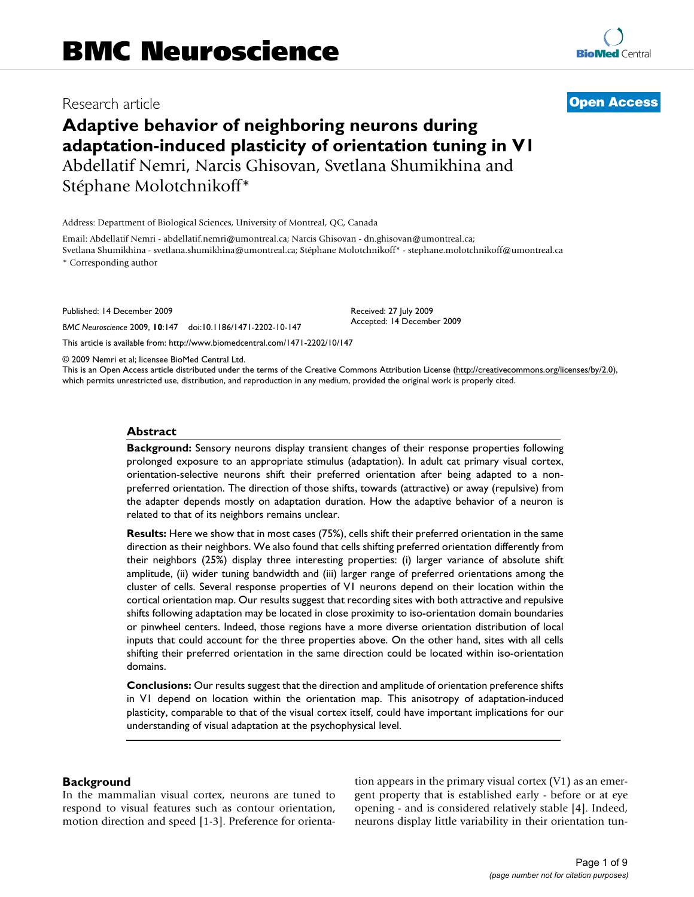# BMC Neuroscience

Research article **Open Access**

## Adaptive behavior of neighboring neurons during adaptation-induced plasticity of orientation tuning in V1

Abdellatif Nemri, Narcis Ghisovan, Svetlana Shumikhina and Stéphane Molotchnikoff*

Address: Department of Biological Sciences, University of Montreal, QC, Canada

Email: Abdellatif Nemri - abdellatif.nemri@umontreal.ca; Narcis Ghisovan - dn.ghisovan@umontreal.ca; Svetlana Shumikhina - svetlana.shumikhina@umontreal.ca; Stéphane Molotchnikoff* - stephane.molotchnikoff@umontreal.ca

\* Corresponding author

Published: 14 December 2009

*BMC Neuroscience* 2009, **10**:147 doi:10.1186/1471-2202-10-147

Received: 27 July 2009
Accepted: 14 December 2009

This article is available from: http://www.biomedcentral.com/1471-2202/10/147

© 2009 Nemri et al; licensee BioMed Central Ltd.
This is an Open Access article distributed under the terms of the Creative Commons Attribution License (http://creativecommons.org/licenses/by/2.0), which permits unrestricted use, distribution, and reproduction in any medium, provided the original work is properly cited.

### Abstract

**Background:** Sensory neurons display transient changes of their response properties following prolonged exposure to an appropriate stimulus (adaptation). In adult cat primary visual cortex, orientation-selective neurons shift their preferred orientation after being adapted to a non-preferred orientation. The direction of those shifts, towards (attractive) or away (repulsive) from the adapter depends mostly on adaptation duration. How the adaptive behavior of a neuron is related to that of its neighbors remains unclear.

**Results:** Here we show that in most cases (75%), cells shift their preferred orientation in the same direction as their neighbors. We also found that cells shifting preferred orientation differently from their neighbors (25%) display three interesting properties: (i) larger variance of absolute shift amplitude, (ii) wider tuning bandwidth and (iii) larger range of preferred orientations among the cluster of cells. Several response properties of V1 neurons depend on their location within the cortical orientation map. Our results suggest that recording sites with both attractive and repulsive shifts following adaptation may be located in close proximity to iso-orientation domain boundaries or pinwheel centers. Indeed, those regions have a more diverse orientation distribution of local inputs that could account for the three properties above. On the other hand, sites with all cells shifting their preferred orientation in the same direction could be located within iso-orientation domains.

**Conclusions:** Our results suggest that the direction and amplitude of orientation preference shifts in V1 depend on location within the orientation map. This anisotropy of adaptation-induced plasticity, comparable to that of the visual cortex itself, could have important implications for our understanding of visual adaptation at the psychophysical level.

### Background

In the mammalian visual cortex, neurons are tuned to respond to visual features such as contour orientation, motion direction and speed [1-3]. Preference for orientation appears in the primary visual cortex (V1) as an emergent property that is established early - before or at eye opening - and is considered relatively stable [4]. Indeed, neurons display little variability in their orientation tun-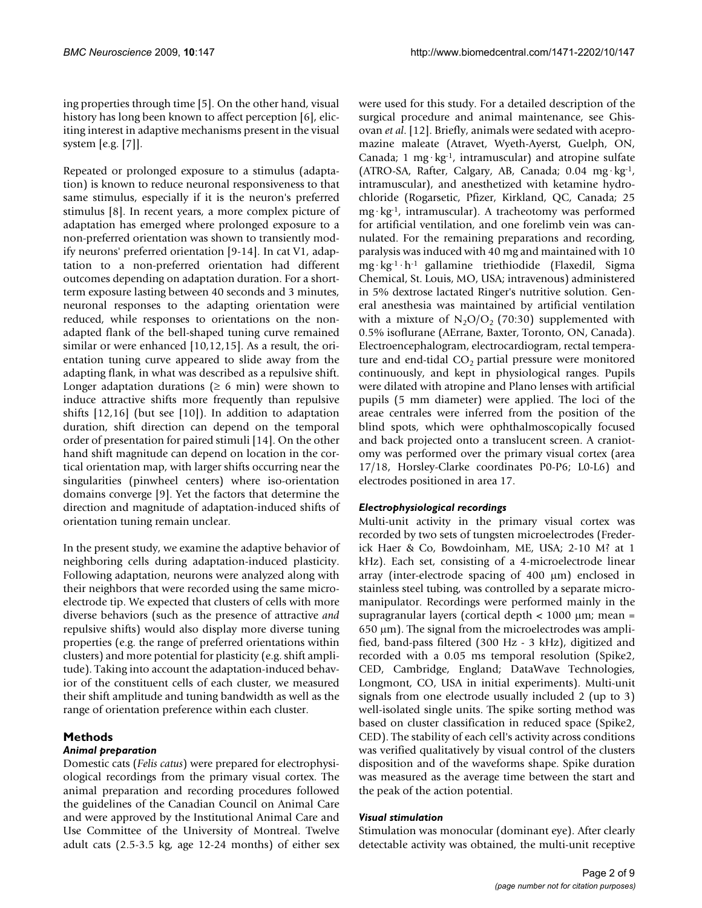ing properties through time [5]. On the other hand, visual history has long been known to affect perception [6], eliciting interest in adaptive mechanisms present in the visual system [e.g. [7]].

Repeated or prolonged exposure to a stimulus (adaptation) is known to reduce neuronal responsiveness to that same stimulus, especially if it is the neuron's preferred stimulus [8]. In recent years, a more complex picture of adaptation has emerged where prolonged exposure to a non-preferred orientation was shown to transiently modify neurons' preferred orientation [9-14]. In cat V1, adaptation to a non-preferred orientation had different outcomes depending on adaptation duration. For a short-term exposure lasting between 40 seconds and 3 minutes, neuronal responses to the adapting orientation were reduced, while responses to orientations on the non-adapted flank of the bell-shaped tuning curve remained similar or were enhanced [10,12,15]. As a result, the orientation tuning curve appeared to slide away from the adapting flank, in what was described as a repulsive shift. Longer adaptation durations (≥ 6 min) were shown to induce attractive shifts more frequently than repulsive shifts [12,16] (but see [10]). In addition to adaptation duration, shift direction can depend on the temporal order of presentation for paired stimuli [14]. On the other hand shift magnitude can depend on location in the cortical orientation map, with larger shifts occurring near the singularities (pinwheel centers) where iso-orientation domains converge [9]. Yet the factors that determine the direction and magnitude of adaptation-induced shifts of orientation tuning remain unclear.

In the present study, we examine the adaptive behavior of neighboring cells during adaptation-induced plasticity. Following adaptation, neurons were analyzed along with their neighbors that were recorded using the same microelectrode tip. We expected that clusters of cells with more diverse behaviors (such as the presence of attractive *and* repulsive shifts) would also display more diverse tuning properties (e.g. the range of preferred orientations within clusters) and more potential for plasticity (e.g. shift amplitude). Taking into account the adaptation-induced behavior of the constituent cells of each cluster, we measured their shift amplitude and tuning bandwidth as well as the range of orientation preference within each cluster.

## Methods

### *Animal preparation*

Domestic cats (*Felis catus*) were prepared for electrophysiological recordings from the primary visual cortex. The animal preparation and recording procedures followed the guidelines of the Canadian Council on Animal Care and were approved by the Institutional Animal Care and Use Committee of the University of Montreal. Twelve adult cats (2.5-3.5 kg, age 12-24 months) of either sex were used for this study. For a detailed description of the surgical procedure and animal maintenance, see Ghisovan *et al*. [12]. Briefly, animals were sedated with acepromazine maleate (Atravet, Wyeth-Ayerst, Guelph, ON, Canada; 1 $mg \cdot kg^{-1}$, intramuscular) and atropine sulfate (ATRO-SA, Rafter, Calgary, AB, Canada; 0.04 $mg \cdot kg^{-1}$, intramuscular), and anesthetized with ketamine hydrochloride (Rogarsetic, Pfizer, Kirkland, QC, Canada; 25 $mg \cdot kg^{-1}$, intramuscular). A tracheotomy was performed for artificial ventilation, and one forelimb vein was cannulated. For the remaining preparations and recording, paralysis was induced with 40 mg and maintained with 10 $mg \cdot kg^{-1} \cdot h^{-1}$ gallamine triethiodide (Flaxedil, Sigma Chemical, St. Louis, MO, USA; intravenous) administered in 5% dextrose lactated Ringer's nutritive solution. General anesthesia was maintained by artificial ventilation with a mixture of $N_2O/O_2$ (70:30) supplemented with 0.5% isoflurane (AErrane, Baxter, Toronto, ON, Canada). Electroencephalogram, electrocardiogram, rectal temperature and end-tidal $CO_2$ partial pressure were monitored continuously, and kept in physiological ranges. Pupils were dilated with atropine and Plano lenses with artificial pupils (5 mm diameter) were applied. The loci of the areae centrales were inferred from the position of the blind spots, which were ophthalmoscopically focused and back projected onto a translucent screen. A craniotomy was performed over the primary visual cortex (area 17/18, Horsley-Clarke coordinates P0-P6; L0-L6) and electrodes positioned in area 17.

### *Electrophysiological recordings*

Multi-unit activity in the primary visual cortex was recorded by two sets of tungsten microelectrodes (Frederick Haer & Co, Bowdoinham, ME, USA; 2-10 M? at 1 kHz). Each set, consisting of a 4-microelectrode linear array (inter-electrode spacing of 400 μm) enclosed in stainless steel tubing, was controlled by a separate micromanipulator. Recordings were performed mainly in the supragranular layers (cortical depth < 1000 μm; mean = 650 μm). The signal from the microelectrodes was amplified, band-pass filtered (300 Hz - 3 kHz), digitized and recorded with a 0.05 ms temporal resolution (Spike2, CED, Cambridge, England; DataWave Technologies, Longmont, CO, USA in initial experiments). Multi-unit signals from one electrode usually included 2 (up to 3) well-isolated single units. The spike sorting method was based on cluster classification in reduced space (Spike2, CED). The stability of each cell's activity across conditions was verified qualitatively by visual control of the clusters disposition and of the waveforms shape. Spike duration was measured as the average time between the start and the peak of the action potential.

### *Visual stimulation*

Stimulation was monocular (dominant eye). After clearly detectable activity was obtained, the multi-unit receptive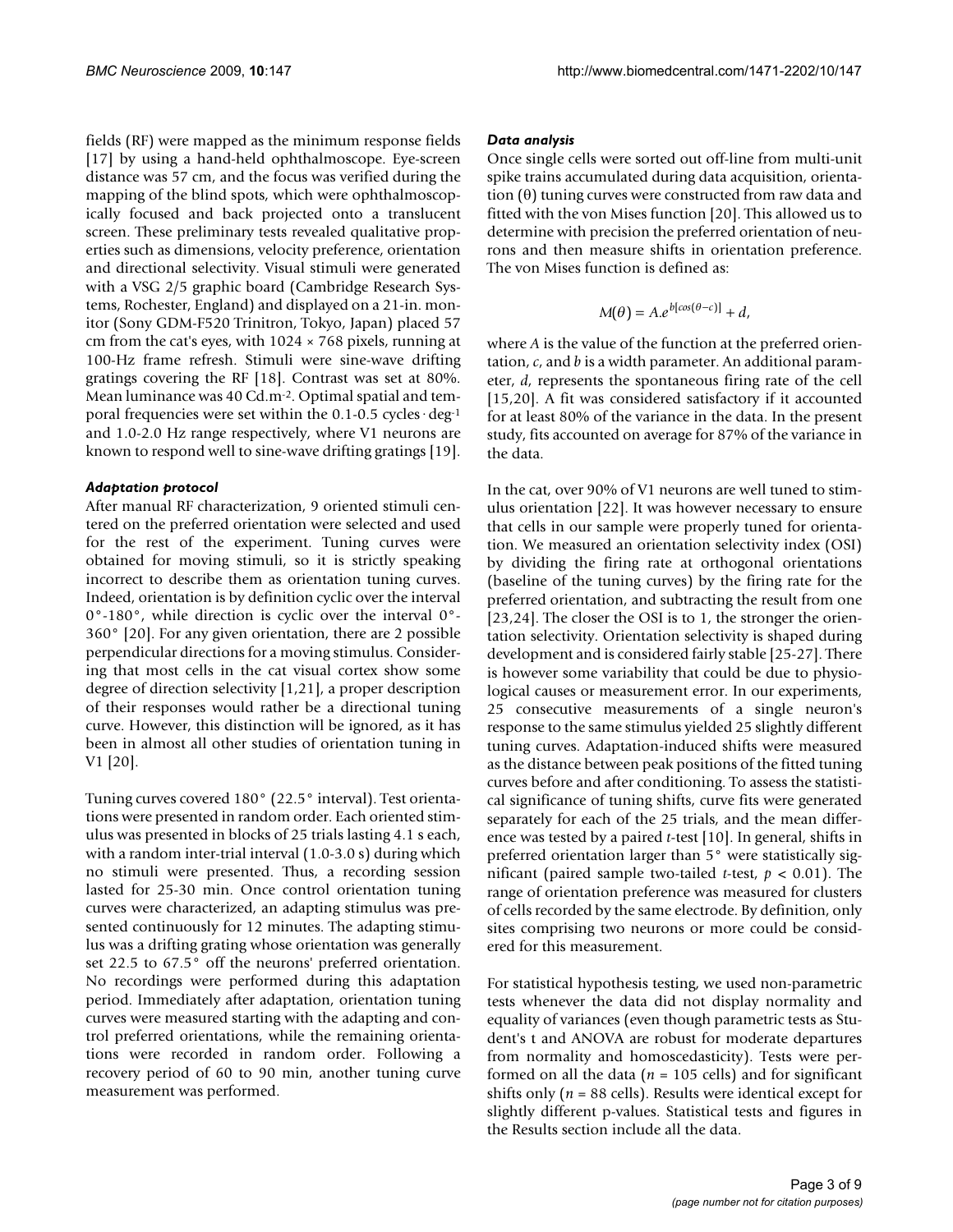fields (RF) were mapped as the minimum response fields [17] by using a hand-held ophthalmoscope. Eye-screen distance was 57 cm, and the focus was verified during the mapping of the blind spots, which were ophthalmoscopically focused and back projected onto a translucent screen. These preliminary tests revealed qualitative properties such as dimensions, velocity preference, orientation and directional selectivity. Visual stimuli were generated with a VSG 2/5 graphic board (Cambridge Research Systems, Rochester, England) and displayed on a 21-in. monitor (Sony GDM-F520 Trinitron, Tokyo, Japan) placed 57 cm from the cat's eyes, with 1024 × 768 pixels, running at 100-Hz frame refresh. Stimuli were sine-wave drifting gratings covering the RF [18]. Contrast was set at 80%. Mean luminance was 40 Cd.m$^{-2}$. Optimal spatial and temporal frequencies were set within the 0.1-0.5 cycles·deg$^{-1}$ and 1.0-2.0 Hz range respectively, where V1 neurons are known to respond well to sine-wave drifting gratings [19].

### *Adaptation protocol*

After manual RF characterization, 9 oriented stimuli centered on the preferred orientation were selected and used for the rest of the experiment. Tuning curves were obtained for moving stimuli, so it is strictly speaking incorrect to describe them as orientation tuning curves. Indeed, orientation is by definition cyclic over the interval 0°-180°, while direction is cyclic over the interval 0°-360° [20]. For any given orientation, there are 2 possible perpendicular directions for a moving stimulus. Considering that most cells in the cat visual cortex show some degree of direction selectivity [1,21], a proper description of their responses would rather be a directional tuning curve. However, this distinction will be ignored, as it has been in almost all other studies of orientation tuning in V1 [20].

Tuning curves covered 180° (22.5° interval). Test orientations were presented in random order. Each oriented stimulus was presented in blocks of 25 trials lasting 4.1 s each, with a random inter-trial interval (1.0-3.0 s) during which no stimuli were presented. Thus, a recording session lasted for 25-30 min. Once control orientation tuning curves were characterized, an adapting stimulus was presented continuously for 12 minutes. The adapting stimulus was a drifting grating whose orientation was generally set 22.5 to 67.5° off the neurons' preferred orientation. No recordings were performed during this adaptation period. Immediately after adaptation, orientation tuning curves were measured starting with the adapting and control preferred orientations, while the remaining orientations were recorded in random order. Following a recovery period of 60 to 90 min, another tuning curve measurement was performed.

### *Data analysis*

Once single cells were sorted out off-line from multi-unit spike trains accumulated during data acquisition, orientation (θ) tuning curves were constructed from raw data and fitted with the von Mises function [20]. This allowed us to determine with precision the preferred orientation of neurons and then measure shifts in orientation preference. The von Mises function is defined as:

$$M(\theta) = A.e^{b[\cos(\theta - c)]} + d,$$

where $A$ is the value of the function at the preferred orientation, $c$, and $b$ is a width parameter. An additional parameter, $d$, represents the spontaneous firing rate of the cell [15,20]. A fit was considered satisfactory if it accounted for at least 80% of the variance in the data. In the present study, fits accounted on average for 87% of the variance in the data.

In the cat, over 90% of V1 neurons are well tuned to stimulus orientation [22]. It was however necessary to ensure that cells in our sample were properly tuned for orientation. We measured an orientation selectivity index (OSI) by dividing the firing rate at orthogonal orientations (baseline of the tuning curves) by the firing rate for the preferred orientation, and subtracting the result from one [23,24]. The closer the OSI is to 1, the stronger the orientation selectivity. Orientation selectivity is shaped during development and is considered fairly stable [25-27]. There is however some variability that could be due to physiological causes or measurement error. In our experiments, 25 consecutive measurements of a single neuron's response to the same stimulus yielded 25 slightly different tuning curves. Adaptation-induced shifts were measured as the distance between peak positions of the fitted tuning curves before and after conditioning. To assess the statistical significance of tuning shifts, curve fits were generated separately for each of the 25 trials, and the mean difference was tested by a paired $t$-test [10]. In general, shifts in preferred orientation larger than 5° were statistically significant (paired sample two-tailed $t$-test, $p < 0.01$). The range of orientation preference was measured for clusters of cells recorded by the same electrode. By definition, only sites comprising two neurons or more could be considered for this measurement.

For statistical hypothesis testing, we used non-parametric tests whenever the data did not display normality and equality of variances (even though parametric tests as Student's t and ANOVA are robust for moderate departures from normality and homoscedasticity). Tests were performed on all the data ($n$ = 105 cells) and for significant shifts only ($n$ = 88 cells). Results were identical except for slightly different p-values. Statistical tests and figures in the Results section include all the data.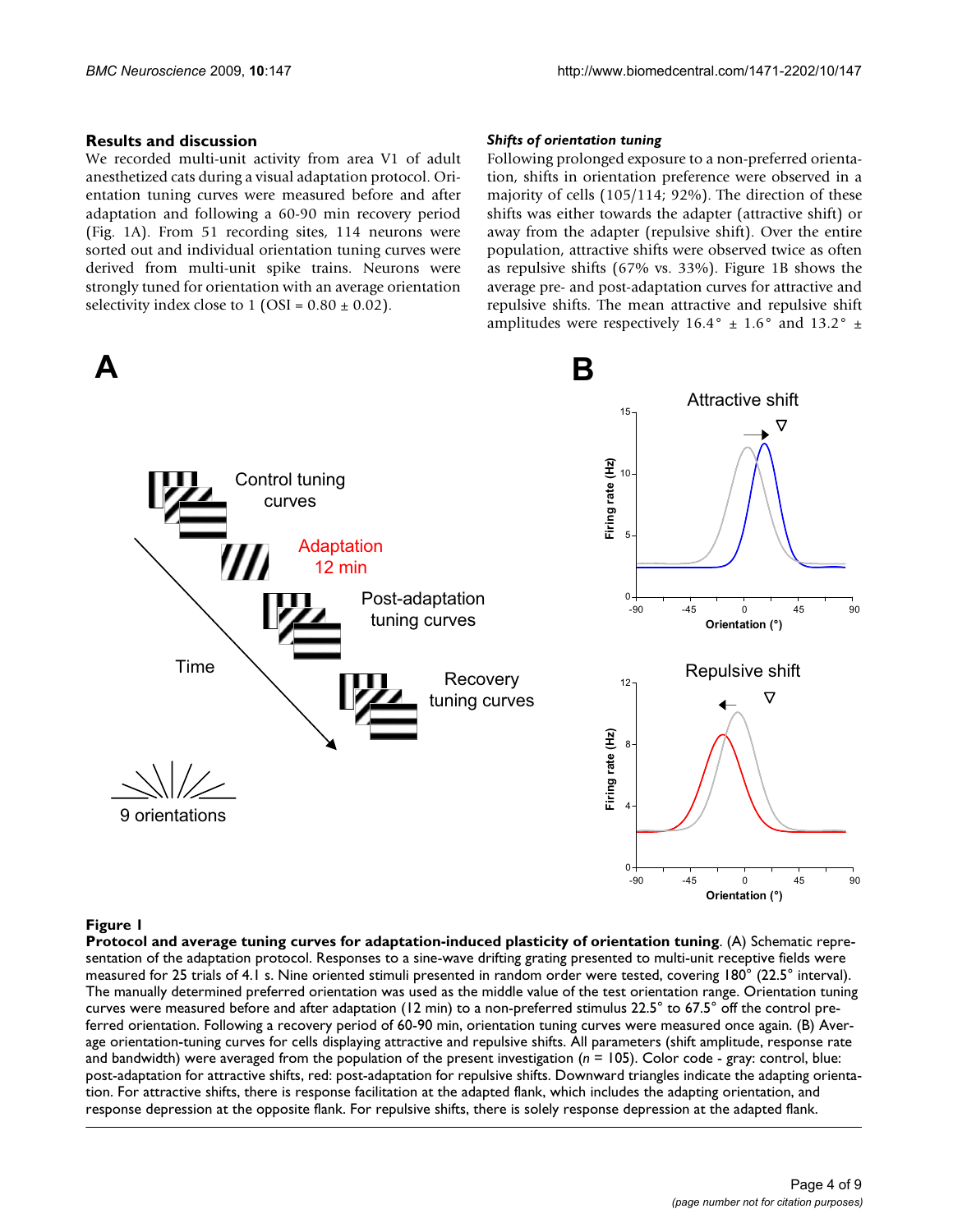## Results and discussion

We recorded multi-unit activity from area V1 of adult anesthetized cats during a visual adaptation protocol. Orientation tuning curves were measured before and after adaptation and following a 60-90 min recovery period (Fig. 1A). From 51 recording sites, 114 neurons were sorted out and individual orientation tuning curves were derived from multi-unit spike trains. Neurons were strongly tuned for orientation with an average orientation selectivity index close to 1 (OSI = 0.80 ± 0.02).

### *Shifts of orientation tuning*

Following prolonged exposure to a non-preferred orientation, shifts in orientation preference were observed in a majority of cells (105/114; 92%). The direction of these shifts was either towards the adapter (attractive shift) or away from the adapter (repulsive shift). Over the entire population, attractive shifts were observed twice as often as repulsive shifts (67% vs. 33%). Figure 1B shows the average pre- and post-adaptation curves for attractive and repulsive shifts. The mean attractive and repulsive shift amplitudes were respectively 16.4° ± 1.6° and 13.2° ±

**Figure 1**

**Protocol and average tuning curves for adaptation-induced plasticity of orientation tuning**. (A) Schematic representation of the adaptation protocol. Responses to a sine-wave drifting grating presented to multi-unit receptive fields were measured for 25 trials of 4.1 s. Nine oriented stimuli presented in random order were tested, covering 180° (22.5° interval). The manually determined preferred orientation was used as the middle value of the test orientation range. Orientation tuning curves were measured before and after adaptation (12 min) to a non-preferred stimulus 22.5° to 67.5° off the control preferred orientation. Following a recovery period of 60-90 min, orientation tuning curves were measured once again. (B) Average orientation-tuning curves for cells displaying attractive and repulsive shifts. All parameters (shift amplitude, response rate and bandwidth) were averaged from the population of the present investigation (*n* = 105). Color code - gray: control, blue: post-adaptation for attractive shifts, red: post-adaptation for repulsive shifts. Downward triangles indicate the adapting orientation. For attractive shifts, there is response facilitation at the adapted flank, which includes the adapting orientation, and response depression at the opposite flank. For repulsive shifts, there is solely response depression at the adapted flank.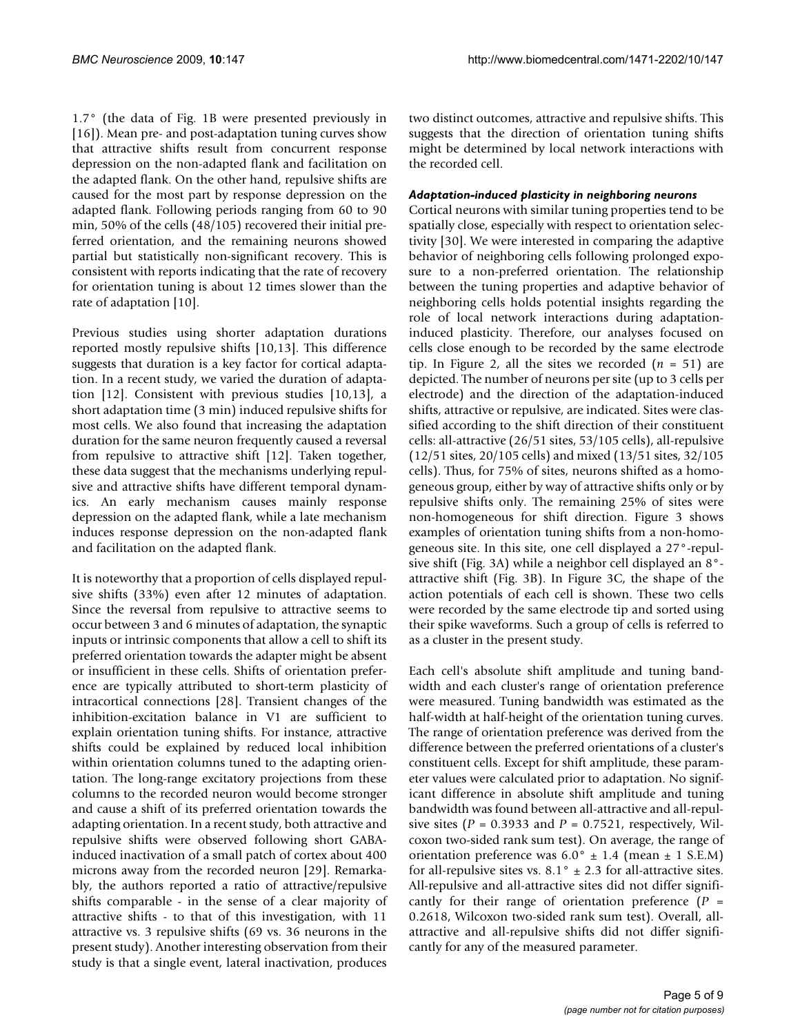1.7° (the data of Fig. 1B were presented previously in [16]). Mean pre- and post-adaptation tuning curves show that attractive shifts result from concurrent response depression on the non-adapted flank and facilitation on the adapted flank. On the other hand, repulsive shifts are caused for the most part by response depression on the adapted flank. Following periods ranging from 60 to 90 min, 50% of the cells (48/105) recovered their initial preferred orientation, and the remaining neurons showed partial but statistically non-significant recovery. This is consistent with reports indicating that the rate of recovery for orientation tuning is about 12 times slower than the rate of adaptation [10].

Previous studies using shorter adaptation durations reported mostly repulsive shifts [10,13]. This difference suggests that duration is a key factor for cortical adaptation. In a recent study, we varied the duration of adaptation [12]. Consistent with previous studies [10,13], a short adaptation time (3 min) induced repulsive shifts for most cells. We also found that increasing the adaptation duration for the same neuron frequently caused a reversal from repulsive to attractive shift [12]. Taken together, these data suggest that the mechanisms underlying repulsive and attractive shifts have different temporal dynamics. An early mechanism causes mainly response depression on the adapted flank, while a late mechanism induces response depression on the non-adapted flank and facilitation on the adapted flank.

It is noteworthy that a proportion of cells displayed repulsive shifts (33%) even after 12 minutes of adaptation. Since the reversal from repulsive to attractive seems to occur between 3 and 6 minutes of adaptation, the synaptic inputs or intrinsic components that allow a cell to shift its preferred orientation towards the adapter might be absent or insufficient in these cells. Shifts of orientation preference are typically attributed to short-term plasticity of intracortical connections [28]. Transient changes of the inhibition-excitation balance in V1 are sufficient to explain orientation tuning shifts. For instance, attractive shifts could be explained by reduced local inhibition within orientation columns tuned to the adapting orientation. The long-range excitatory projections from these columns to the recorded neuron would become stronger and cause a shift of its preferred orientation towards the adapting orientation. In a recent study, both attractive and repulsive shifts were observed following short GABA-induced inactivation of a small patch of cortex about 400 microns away from the recorded neuron [29]. Remarkably, the authors reported a ratio of attractive/repulsive shifts comparable - in the sense of a clear majority of attractive shifts - to that of this investigation, with 11 attractive vs. 3 repulsive shifts (69 vs. 36 neurons in the present study). Another interesting observation from their study is that a single event, lateral inactivation, produces two distinct outcomes, attractive and repulsive shifts. This suggests that the direction of orientation tuning shifts might be determined by local network interactions with the recorded cell.

### *Adaptation-induced plasticity in neighboring neurons*

Cortical neurons with similar tuning properties tend to be spatially close, especially with respect to orientation selectivity [30]. We were interested in comparing the adaptive behavior of neighboring cells following prolonged exposure to a non-preferred orientation. The relationship between the tuning properties and adaptive behavior of neighboring cells holds potential insights regarding the role of local network interactions during adaptation-induced plasticity. Therefore, our analyses focused on cells close enough to be recorded by the same electrode tip. In Figure 2, all the sites we recorded ($n$ = 51) are depicted. The number of neurons per site (up to 3 cells per electrode) and the direction of the adaptation-induced shifts, attractive or repulsive, are indicated. Sites were classified according to the shift direction of their constituent cells: all-attractive (26/51 sites, 53/105 cells), all-repulsive (12/51 sites, 20/105 cells) and mixed (13/51 sites, 32/105 cells). Thus, for 75% of sites, neurons shifted as a homogeneous group, either by way of attractive shifts only or by repulsive shifts only. The remaining 25% of sites were non-homogeneous for shift direction. Figure 3 shows examples of orientation tuning shifts from a non-homogeneous site. In this site, one cell displayed a 27°-repulsive shift (Fig. 3A) while a neighbor cell displayed an 8°-attractive shift (Fig. 3B). In Figure 3C, the shape of the action potentials of each cell is shown. These two cells were recorded by the same electrode tip and sorted using their spike waveforms. Such a group of cells is referred to as a cluster in the present study.

Each cell's absolute shift amplitude and tuning bandwidth and each cluster's range of orientation preference were measured. Tuning bandwidth was estimated as the half-width at half-height of the orientation tuning curves. The range of orientation preference was derived from the difference between the preferred orientations of a cluster's constituent cells. Except for shift amplitude, these parameter values were calculated prior to adaptation. No significant difference in absolute shift amplitude and tuning bandwidth was found between all-attractive and all-repulsive sites ($P$ = 0.3933 and $P$ = 0.7521, respectively, Wilcoxon two-sided rank sum test). On average, the range of orientation preference was 6.0° ± 1.4 (mean ± 1 S.E.M) for all-repulsive sites vs. 8.1° ± 2.3 for all-attractive sites. All-repulsive and all-attractive sites did not differ significantly for their range of orientation preference ($P$ = 0.2618, Wilcoxon two-sided rank sum test). Overall, all-attractive and all-repulsive shifts did not differ significantly for any of the measured parameter.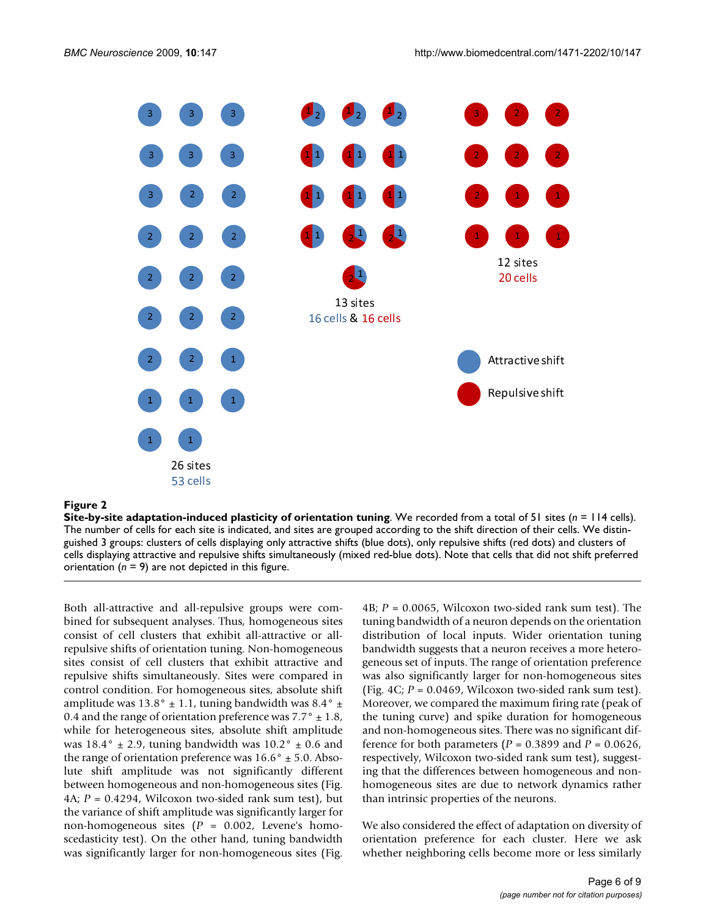**Figure 2**

**Site-by-site adaptation-induced plasticity of orientation tuning**. We recorded from a total of 51 sites ($n$ = 114 cells). The number of cells for each site is indicated, and sites are grouped according to the shift direction of their cells. We distinguished 3 groups: clusters of cells displaying only attractive shifts (blue dots), only repulsive shifts (red dots) and clusters of cells displaying attractive and repulsive shifts simultaneously (mixed red-blue dots). Note that cells that did not shift preferred orientation ($n$ = 9) are not depicted in this figure.

Both all-attractive and all-repulsive groups were combined for subsequent analyses. Thus, homogeneous sites consist of cell clusters that exhibit all-attractive or all-repulsive shifts of orientation tuning. Non-homogeneous sites consist of cell clusters that exhibit attractive and repulsive shifts simultaneously. Sites were compared in control condition. For homogeneous sites, absolute shift amplitude was 13.8° ± 1.1, tuning bandwidth was 8.4° ± 0.4 and the range of orientation preference was 7.7° ± 1.8, while for heterogeneous sites, absolute shift amplitude was 18.4° ± 2.9, tuning bandwidth was 10.2° ± 0.6 and the range of orientation preference was 16.6° ± 5.0. Absolute shift amplitude was not significantly different between homogeneous and non-homogeneous sites (Fig. 4A; $P$ = 0.4294, Wilcoxon two-sided rank sum test), but the variance of shift amplitude was significantly larger for non-homogeneous sites ($P$ = 0.002, Levene's homoscedasticity test). On the other hand, tuning bandwidth was significantly larger for non-homogeneous sites (Fig. 4B; $P$ = 0.0065, Wilcoxon two-sided rank sum test). The tuning bandwidth of a neuron depends on the orientation distribution of local inputs. Wider orientation tuning bandwidth suggests that a neuron receives a more heterogeneous set of inputs. The range of orientation preference was also significantly larger for non-homogeneous sites (Fig. 4C; $P$ = 0.0469, Wilcoxon two-sided rank sum test). Moreover, we compared the maximum firing rate (peak of the tuning curve) and spike duration for homogeneous and non-homogeneous sites. There was no significant difference for both parameters ($P$ = 0.3899 and $P$ = 0.0626, respectively, Wilcoxon two-sided rank sum test), suggesting that the differences between homogeneous and non-homogeneous sites are due to network dynamics rather than intrinsic properties of the neurons.

We also considered the effect of adaptation on diversity of orientation preference for each cluster. Here we ask whether neighboring cells become more or less similarly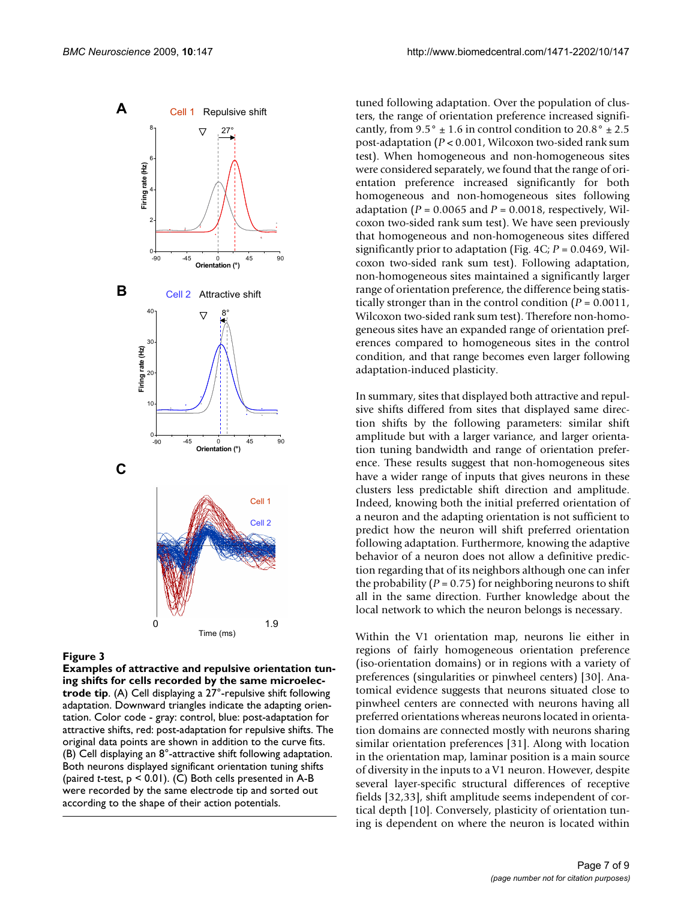**Figure 3**

**Examples of attractive and repulsive orientation tuning shifts for cells recorded by the same microelectrode tip**. (A) Cell displaying a 27°-repulsive shift following adaptation. Downward triangles indicate the adapting orientation. Color code - gray: control, blue: post-adaptation for attractive shifts, red: post-adaptation for repulsive shifts. The original data points are shown in addition to the curve fits. (B) Cell displaying an 8°-attractive shift following adaptation. Both neurons displayed significant orientation tuning shifts (paired *t*-test, $p < 0.01$). (C) Both cells presented in A-B were recorded by the same electrode tip and sorted out according to the shape of their action potentials.

tuned following adaptation. Over the population of clusters, the range of orientation preference increased significantly, from 9.5° ± 1.6 in control condition to 20.8° ± 2.5 post-adaptation ($P < 0.001$, Wilcoxon two-sided rank sum test). When homogeneous and non-homogeneous sites were considered separately, we found that the range of orientation preference increased significantly for both homogeneous and non-homogeneous sites following adaptation ($P = 0.0065$ and $P = 0.0018$, respectively, Wilcoxon two-sided rank sum test). We have seen previously that homogeneous and non-homogeneous sites differed significantly prior to adaptation (Fig. 4C; $P = 0.0469$, Wilcoxon two-sided rank sum test). Following adaptation, non-homogeneous sites maintained a significantly larger range of orientation preference, the difference being statistically stronger than in the control condition ($P = 0.0011$, Wilcoxon two-sided rank sum test). Therefore non-homogeneous sites have an expanded range of orientation preferences compared to homogeneous sites in the control condition, and that range becomes even larger following adaptation-induced plasticity.

In summary, sites that displayed both attractive and repulsive shifts differed from sites that displayed same direction shifts by the following parameters: similar shift amplitude but with a larger variance, and larger orientation tuning bandwidth and range of orientation preference. These results suggest that non-homogeneous sites have a wider range of inputs that gives neurons in these clusters less predictable shift direction and amplitude. Indeed, knowing both the initial preferred orientation of a neuron and the adapting orientation is not sufficient to predict how the neuron will shift preferred orientation following adaptation. Furthermore, knowing the adaptive behavior of a neuron does not allow a definitive prediction regarding that of its neighbors although one can infer the probability ($P = 0.75$) for neighboring neurons to shift all in the same direction. Further knowledge about the local network to which the neuron belongs is necessary.

Within the V1 orientation map, neurons lie either in regions of fairly homogeneous orientation preference (iso-orientation domains) or in regions with a variety of preferences (singularities or pinwheel centers) [30]. Anatomical evidence suggests that neurons situated close to pinwheel centers are connected with neurons having all preferred orientations whereas neurons located in orientation domains are connected mostly with neurons sharing similar orientation preferences [31]. Along with location in the orientation map, laminar position is a main source of diversity in the inputs to a V1 neuron. However, despite several layer-specific structural differences of receptive fields [32,33], shift amplitude seems independent of cortical depth [10]. Conversely, plasticity of orientation tuning is dependent on where the neuron is located within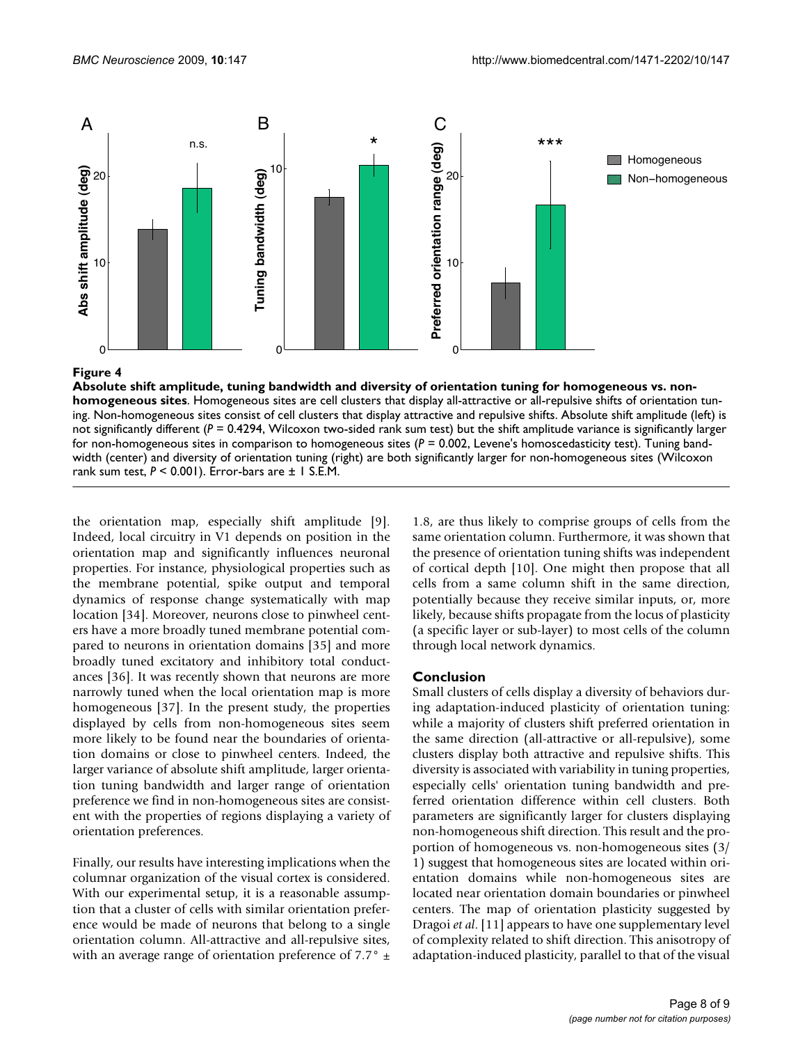**Figure 4**

**Absolute shift amplitude, tuning bandwidth and diversity of orientation tuning for homogeneous vs. non-homogeneous sites**. Homogeneous sites are cell clusters that display all-attractive or all-repulsive shifts of orientation tuning. Non-homogeneous sites consist of cell clusters that display attractive and repulsive shifts. Absolute shift amplitude (left) is not significantly different ($P = 0.4294$, Wilcoxon two-sided rank sum test) but the shift amplitude variance is significantly larger for non-homogeneous sites in comparison to homogeneous sites ($P = 0.002$, Levene's homoscedasticity test). Tuning bandwidth (center) and diversity of orientation tuning (right) are both significantly larger for non-homogeneous sites (Wilcoxon rank sum test, $P < 0.001$). Error-bars are ± 1 S.E.M.

the orientation map, especially shift amplitude [9]. Indeed, local circuitry in V1 depends on position in the orientation map and significantly influences neuronal properties. For instance, physiological properties such as the membrane potential, spike output and temporal dynamics of response change systematically with map location [34]. Moreover, neurons close to pinwheel centers have a more broadly tuned membrane potential compared to neurons in orientation domains [35] and more broadly tuned excitatory and inhibitory total conductances [36]. It was recently shown that neurons are more narrowly tuned when the local orientation map is more homogeneous [37]. In the present study, the properties displayed by cells from non-homogeneous sites seem more likely to be found near the boundaries of orientation domains or close to pinwheel centers. Indeed, the larger variance of absolute shift amplitude, larger orientation tuning bandwidth and larger range of orientation preference we find in non-homogeneous sites are consistent with the properties of regions displaying a variety of orientation preferences.

Finally, our results have interesting implications when the columnar organization of the visual cortex is considered. With our experimental setup, it is a reasonable assumption that a cluster of cells with similar orientation preference would be made of neurons that belong to a single orientation column. All-attractive and all-repulsive sites, with an average range of orientation preference of 7.7° ± 1.8, are thus likely to comprise groups of cells from the same orientation column. Furthermore, it was shown that the presence of orientation tuning shifts was independent of cortical depth [10]. One might then propose that all cells from a same column shift in the same direction, potentially because they receive similar inputs, or, more likely, because shifts propagate from the locus of plasticity (a specific layer or sub-layer) to most cells of the column through local network dynamics.

## Conclusion

Small clusters of cells display a diversity of behaviors during adaptation-induced plasticity of orientation tuning: while a majority of clusters shift preferred orientation in the same direction (all-attractive or all-repulsive), some clusters display both attractive and repulsive shifts. This diversity is associated with variability in tuning properties, especially cells' orientation tuning bandwidth and preferred orientation difference within cell clusters. Both parameters are significantly larger for clusters displaying non-homogeneous shift direction. This result and the proportion of homogeneous vs. non-homogeneous sites (3/1) suggest that homogeneous sites are located within orientation domains while non-homogeneous sites are located near orientation domain boundaries or pinwheel centers. The map of orientation plasticity suggested by Dragoi *et al*. [11] appears to have one supplementary level of complexity related to shift direction. This anisotropy of adaptation-induced plasticity, parallel to that of the visual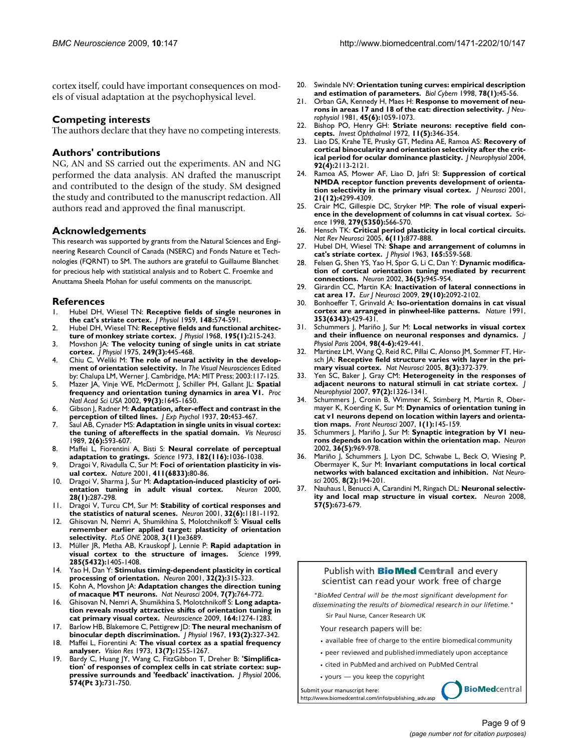cortex itself, could have important consequences on models of visual adaptation at the psychophysical level.

## Competing interests

The authors declare that they have no competing interests.

## Authors' contributions

NG, AN and SS carried out the experiments. AN and NG performed the data analysis. AN drafted the manuscript and contributed to the design of the study. SM designed the study and contributed to the manuscript redaction. All authors read and approved the final manuscript.

## Acknowledgements

This research was supported by grants from the Natural Sciences and Engineering Research Council of Canada (NSERC) and Fonds Nature et Technologies (FQRNT) to SM. The authors are grateful to Guillaume Blanchet for precious help with statistical analysis and to Robert C. Froemke and Anuttama Sheela Mohan for useful comments on the manuscript.

## References

1. Hubel DH, Wiesel TN: **Receptive fields of single neurones in the cat's striate cortex.** *J Physiol* 1959, **148:**574-591.
2. Hubel DH, Wiesel TN: **Receptive fields and functional architecture of monkey striate cortex.** *J Physiol* 1968, **195(1):**215-243.
3. Movshon JA: **The velocity tuning of single units in cat striate cortex.** *J Physiol* 1975, **249(3):**445-468.
4. Chiu C, Weliki M: **The role of neural activity in the development of orientation selectivity.** In *The Visual Neurosciences* Edited by: Chalupa LM, Werner J. Cambridge, MA: MIT Press; 2003:117-125.
5. Mazer JA, Vinje WE, McDermott J, Schiller PH, Gallant JL: **Spatial frequency and orientation tuning dynamics in area V1.** *Proc Natl Acad Sci USA* 2002, **99(3):**1645-1650.
6. Gibson J, Radner M: **Adaptation, after-effect and contrast in the perception of tilted lines.** *J Exp Psychol* 1937, **20:**453-467.
7. Saul AB, Cynader MS: **Adaptation in single units in visual cortex: the tuning of aftereffects in the spatial domain.** *Vis Neurosci* 1989, **2(6):**593-607.
8. Maffei L, Fiorentini A, Bisti S: **Neural correlate of perceptual adaptation to gratings.** *Science* 1973, **182(116):**1036-1038.
9. Dragoi V, Rivadulla C, Sur M: **Foci of orientation plasticity in visual cortex.** *Nature* 2001, **411(6833):**80-86.
10. Dragoi V, Sharma J, Sur M: **Adaptation-induced plasticity of orientation tuning in adult visual cortex.** *Neuron* 2000, **28(1):**287-298.
11. Dragoi V, Turcu CM, Sur M: **Stability of cortical responses and the statistics of natural scenes.** *Neuron* 2001, **32(6):**1181-1192.
12. Ghisovan N, Nemri A, Shumikhina S, Molotchnikoff S: **Visual cells remember earlier applied target: plasticity of orientation selectivity.** *PLoS ONE* 2008, **3(11):**e3689.
13. Müller JR, Metha AB, Krauskopf J, Lennie P: **Rapid adaptation in visual cortex to the structure of images.** *Science* 1999, **285(5432):**1405-1408.
14. Yao H, Dan Y: **Stimulus timing-dependent plasticity in cortical processing of orientation.** *Neuron* 2001, **32(2):**315-323.
15. Kohn A, Movshon JA: **Adaptation changes the direction tuning of macaque MT neurons.** *Nat Neurosci* 2004, **7(7):**764-772.
16. Ghisovan N, Nemri A, Shumikhina S, Molotchnikoff S: **Long adaptation reveals mostly attractive shifts of orientation tuning in cat primary visual cortex.** *Neuroscience* 2009, **164:**1274-1283.
17. Barlow HB, Blakemore C, Pettigrew JD: **The neural mechanism of binocular depth discrimination.** *J Physiol* 1967, **193(2):**327-342.
18. Maffei L, Fiorentini A: **The visual cortex as a spatial frequency analyser.** *Vision Res* 1973, **13(7):**1255-1267.
19. Bardy C, Huang JY, Wang C, FitzGibbon T, Dreher B: **'Simplification' of responses of complex cells in cat striate cortex: suppressive surrounds and 'feedback' inactivation.** *J Physiol* 2006, **574(Pt 3):**731-750.
20. Swindale NV: **Orientation tuning curves: empirical description and estimation of parameters.** *Biol Cybern* 1998, **78(1):**45-56.
21. Orban GA, Kennedy H, Maes H: **Response to movement of neurons in areas 17 and 18 of the cat: direction selectivity.** *J Neurophysiol* 1981, **45(6):**1059-1073.
22. Bishop PO, Henry GH: **Striate neurons: receptive field concepts.** *Invest Ophthalmol* 1972, **11(5):**346-354.
23. Liao DS, Krahe TE, Prusky GT, Medina AE, Ramoa AS: **Recovery of cortical binocularity and orientation selectivity after the critical period for ocular dominance plasticity.** *J Neurophysiol* 2004, **92(4):**2113-2121.
24. Ramoa AS, Mower AF, Liao D, Jafri SI: **Suppression of cortical NMDA receptor function prevents development of orientation selectivity in the primary visual cortex.** *J Neurosci* 2001, **21(12):**4299-4309.
25. Crair MC, Gillespie DC, Stryker MP: **The role of visual experience in the development of columns in cat visual cortex.** *Science* 1998, **279(5350):**566-570.
26. Hensch TK: **Critical period plasticity in local cortical circuits.** *Nat Rev Neurosci* 2005, **6(11):**877-888.
27. Hubel DH, Wiesel TN: **Shape and arrangement of columns in cat's striate cortex.** *J Physiol* 1963, **165:**559-568.
28. Felsen G, Shen YS, Yao H, Spor G, Li C, Dan Y: **Dynamic modification of cortical orientation tuning mediated by recurrent connections.** *Neuron* 2002, **36(5):**945-954.
29. Girardin CC, Martin KA: **Inactivation of lateral connections in cat area 17.** *Eur J Neurosci* 2009, **29(10):**2092-2102.
30. Bonhoeffer T, Grinvald A: **Iso-orientation domains in cat visual cortex are arranged in pinwheel-like patterns.** *Nature* 1991, **353(6343):**429-431.
31. Schummers J, Mariño J, Sur M: **Local networks in visual cortex and their influence on neuronal responses and dynamics.** *J Physiol Paris* 2004, **98(4-6):**429-441.
32. Martinez LM, Wang Q, Reid RC, Pillai C, Alonso JM, Sommer FT, Hirsch JA: **Receptive field structure varies with layer in the primary visual cortex.** *Nat Neurosci* 2005, **8(3):**372-379.
33. Yen SC, Baker J, Gray CM: **Heterogeneity in the responses of adjacent neurons to natural stimuli in cat striate cortex.** *J Neurophysiol* 2007, **97(2):**1326-1341.
34. Schummers J, Cronin B, Wimmer K, Stimberg M, Martin R, Obermayer K, Koerding K, Sur M: **Dynamics of orientation tuning in cat v1 neurons depend on location within layers and orientation maps.** *Front Neurosci* 2007, **1(1):**145-159.
35. Schummers J, Mariño J, Sur M: **Synaptic integration by V1 neurons depends on location within the orientation map.** *Neuron* 2002, **36(5):**969-978.
36. Mariño J, Schummers J, Lyon DC, Schwabe L, Beck O, Wiesing P, Obermayer K, Sur M: **Invariant computations in local cortical networks with balanced excitation and inhibition.** *Nat Neurosci* 2005, **8(2):**194-201.
37. Nauhaus I, Benucci A, Carandini M, Ringach DL: **Neuronal selectivity and local map structure in visual cortex.** *Neuron* 2008, **57(5):**673-679.

Publish with **BioMed Central** and every scientist can read your work free of charge

*"BioMed Central will be the most significant development for disseminating the results of biomedical research in our lifetime."*

Sir Paul Nurse, Cancer Research UK

Your research papers will be:

- available free of charge to the entire biomedical community
- peer reviewed and published immediately upon acceptance
- cited in PubMed and archived on PubMed Central
- yours — you keep the copyright

Submit your manuscript here:
http://www.biomedcentral.com/info/publishing_adv.asp

BioMedcentral